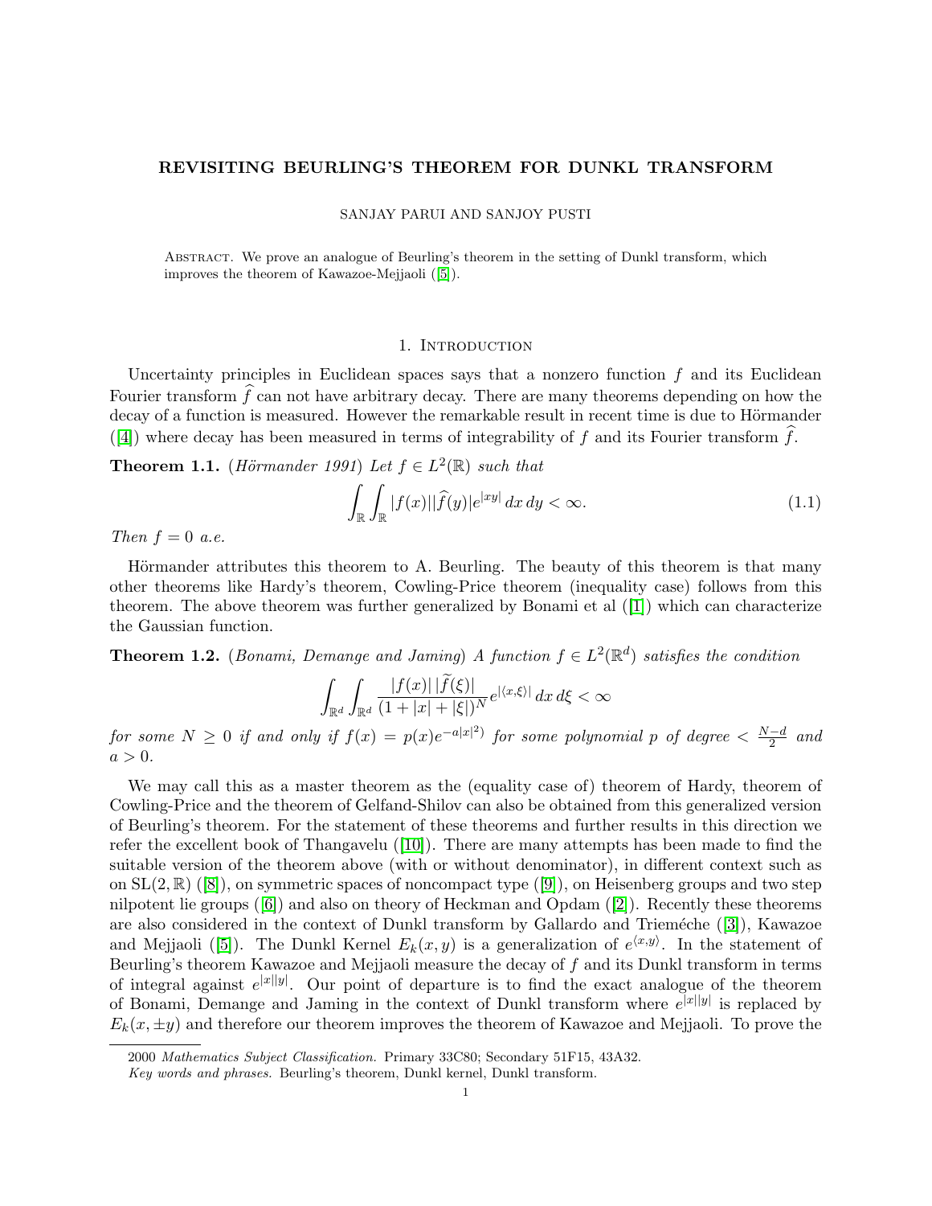# REVISITING BEURLING'S THEOREM FOR DUNKL TRANSFORM

SANJAY PARUI AND SANJOY PUSTI

Abstract. We prove an analogue of Beurling's theorem in the setting of Dunkl transform, which improves the theorem of Kawazoe-Mejjaoli ([5]).

## 1. Introduction

Uncertainty principles in Euclidean spaces says that a nonzero function $f$ and its Euclidean Fourier transform $\widehat{f}$ can not have arbitrary decay. There are many theorems depending on how the decay of a function is measured. However the remarkable result in recent time is due to Hörmander ([4]) where decay has been measured in terms of integrability of $f$ and its Fourier transform $\widehat{f}$.

**Theorem 1.1.** (*Hörmander 1991*) *Let $f \in L^2(\mathbb{R})$ such that*

$$\int_{\mathbb{R}} \int_{\mathbb{R}} |f(x)||\widehat{f}(y)|e^{|xy|}\, dx\, dy < \infty. \tag{1.1}$$

*Then $f = 0$ a.e.*

Hörmander attributes this theorem to A. Beurling. The beauty of this theorem is that many other theorems like Hardy's theorem, Cowling-Price theorem (inequality case) follows from this theorem. The above theorem was further generalized by Bonami et al ([1]) which can characterize the Gaussian function.

**Theorem 1.2.** (*Bonami, Demange and Jaming*) *A function $f \in L^2(\mathbb{R}^d)$ satisfies the condition*

$$\int_{\mathbb{R}^d} \int_{\mathbb{R}^d} \frac{|f(x)|\,|\widetilde{f}(\xi)|}{(1 + |x| + |\xi|)^N} e^{|\langle x, \xi \rangle|}\, dx\, d\xi < \infty$$

*for some $N \geq 0$ if and only if $f(x) = p(x)e^{-a|x|^2)}$ for some polynomial $p$ of degree $< \frac{N-d}{2}$ and $a > 0$.*

We may call this as a master theorem as the (equality case of) theorem of Hardy, theorem of Cowling-Price and the theorem of Gelfand-Shilov can also be obtained from this generalized version of Beurling's theorem. For the statement of these theorems and further results in this direction we refer the excellent book of Thangavelu ([10]). There are many attempts has been made to find the suitable version of the theorem above (with or without denominator), in different context such as on $\mathrm{SL}(2, \mathbb{R})$ ([8]), on symmetric spaces of noncompact type ([9]), on Heisenberg groups and two step nilpotent lie groups ([6]) and also on theory of Heckman and Opdam ([2]). Recently these theorems are also considered in the context of Dunkl transform by Gallardo and Trieméche ([3]), Kawazoe and Mejjaoli ([5]). The Dunkl Kernel $E_k(x, y)$ is a generalization of $e^{\langle x, y \rangle}$. In the statement of Beurling's theorem Kawazoe and Mejjaoli measure the decay of $f$ and its Dunkl transform in terms of integral against $e^{|x||y|}$. Our point of departure is to find the exact analogue of the theorem of Bonami, Demange and Jaming in the context of Dunkl transform where $e^{|x||y|}$ is replaced by $E_k(x, \pm y)$ and therefore our theorem improves the theorem of Kawazoe and Mejjaoli. To prove the

2000 *Mathematics Subject Classification.* Primary 33C80; Secondary 51F15, 43A32.

*Key words and phrases.* Beurling's theorem, Dunkl kernel, Dunkl transform.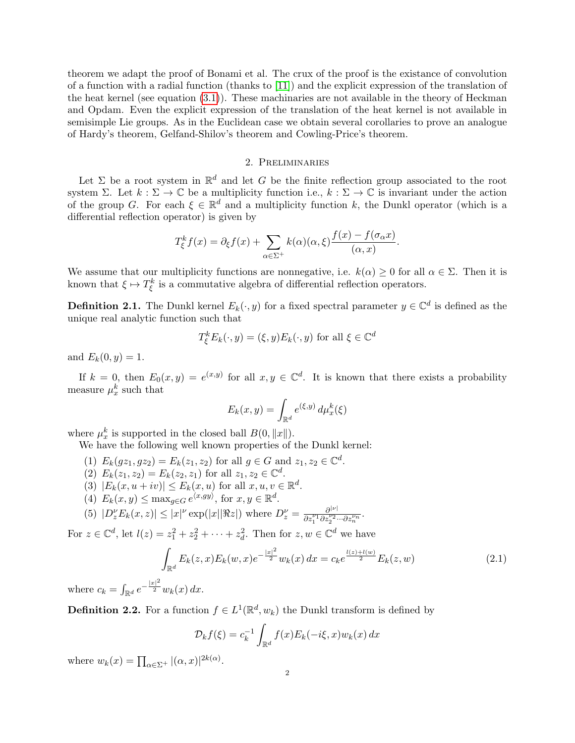theorem we adapt the proof of Bonami et al. The crux of the proof is the existance of convolution of a function with a radial function (thanks to [11]) and the explicit expression of the translation of the heat kernel (see equation (3.1)). These machinaries are not available in the theory of Heckman and Opdam. Even the explicit expression of the translation of the heat kernel is not available in semisimple Lie groups. As in the Euclidean case we obtain several corollaries to prove an analogue of Hardy's theorem, Gelfand-Shilov's theorem and Cowling-Price's theorem.

## 2. Preliminaries

Let $\Sigma$ be a root system in $\mathbb{R}^d$ and let $G$ be the finite reflection group associated to the root system $\Sigma$. Let $k : \Sigma \to \mathbb{C}$ be a multiplicity function i.e., $k : \Sigma \to \mathbb{C}$ is invariant under the action of the group $G$. For each $\xi \in \mathbb{R}^d$ and a multiplicity function $k$, the Dunkl operator (which is a differential reflection operator) is given by

$$T^k_\xi f(x) = \partial_\xi f(x) + \sum_{\alpha \in \Sigma^+} k(\alpha)(\alpha, \xi) \frac{f(x) - f(\sigma_\alpha x)}{(\alpha, x)}.$$

We assume that our multiplicity functions are nonnegative, i.e. $k(\alpha) \geq 0$ for all $\alpha \in \Sigma$. Then it is known that $\xi \mapsto T^k_\xi$ is a commutative algebra of differential reflection operators.

**Definition 2.1.** The Dunkl kernel $E_k(\cdot, y)$ for a fixed spectral parameter $y \in \mathbb{C}^d$ is defined as the unique real analytic function such that

$$T^k_\xi E_k(\cdot, y) = (\xi, y) E_k(\cdot, y) \text{ for all } \xi \in \mathbb{C}^d$$

and $E_k(0, y) = 1$.

If $k = 0$, then $E_0(x, y) = e^{(x,y)}$ for all $x, y \in \mathbb{C}^d$. It is known that there exists a probability measure $\mu^k_x$ such that

$$E_k(x, y) = \int_{\mathbb{R}^d} e^{(\xi, y)}\, d\mu^k_x(\xi)$$

where $\mu^k_x$ is supported in the closed ball $B(0, \|x\|)$.

We have the following well known properties of the Dunkl kernel:

1. $E_k(gz_1, gz_2) = E_k(z_1, z_2)$ for all $g \in G$ and $z_1, z_2 \in \mathbb{C}^d$.
2. $E_k(z_1, z_2) = E_k(z_2, z_1)$ for all $z_1, z_2 \in \mathbb{C}^d$.
3. $|E_k(x, u + iv)| \leq E_k(x, u)$ for all $x, u, v \in \mathbb{R}^d$.
4. $E_k(x, y) \leq \max_{g \in G} e^{\langle x, gy \rangle}$, for $x, y \in \mathbb{R}^d$.
5. $|D^\nu_z E_k(x, z)| \leq |x|^\nu \exp(|x||\Re z|)$ where $D^\nu_z = \frac{\partial^{|\nu|}}{\partial z_1^{\nu_1} \partial z_2^{\nu_2} \cdots \partial z_n^{\nu_n}}$.

For $z \in \mathbb{C}^d$, let $l(z) = z_1^2 + z_2^2 + \cdots + z_d^2$. Then for $z, w \in \mathbb{C}^d$ we have

$$\int_{\mathbb{R}^d} E_k(z, x) E_k(w, x) e^{-\frac{|x|^2}{2}} w_k(x)\, dx = c_k e^{\frac{l(z) + l(w)}{2}} E_k(z, w) \tag{2.1}$$

where $c_k = \int_{\mathbb{R}^d} e^{-\frac{|x|^2}{2}} w_k(x)\, dx$.

**Definition 2.2.** For a function $f \in L^1(\mathbb{R}^d, w_k)$ the Dunkl transform is defined by

$$\mathcal{D}_k f(\xi) = c_k^{-1} \int_{\mathbb{R}^d} f(x) E_k(-i\xi, x) w_k(x)\, dx$$

where $w_k(x) = \prod_{\alpha \in \Sigma^+} |(\alpha, x)|^{2k(\alpha)}$.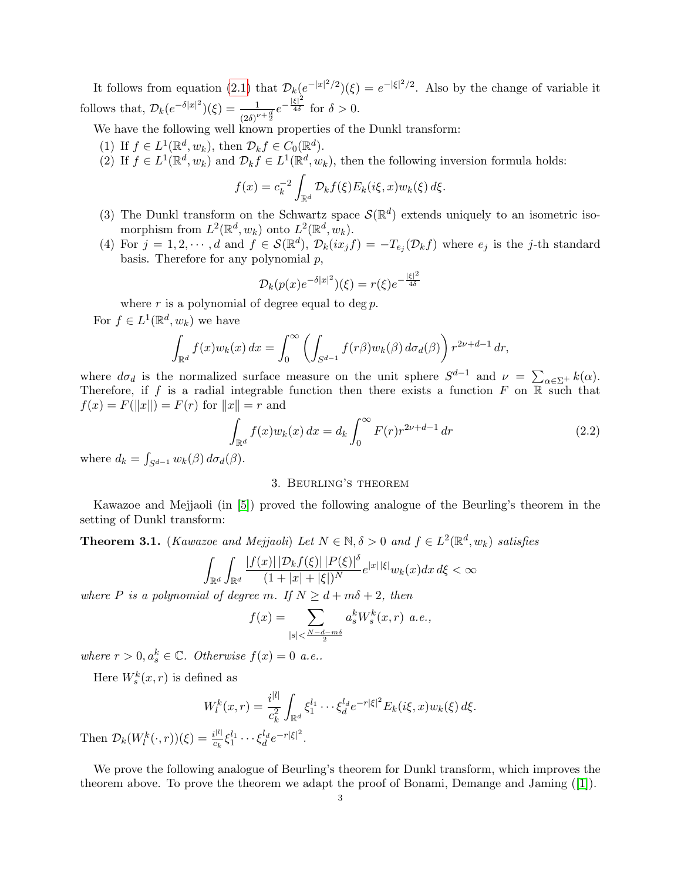It follows from equation (2.1) that $\mathcal{D}_k(e^{-|x|^2/2})(\xi) = e^{-|\xi|^2/2}$. Also by the change of variable it follows that, $\mathcal{D}_k(e^{-\delta|x|^2})(\xi) = \frac{1}{(2\delta)^{\nu+\frac{d}{2}}} e^{-\frac{|\xi|^2}{4\delta}}$ for $\delta > 0$.

We have the following well known properties of the Dunkl transform:

(1) If $f \in L^1(\mathbb{R}^d, w_k)$, then $\mathcal{D}_k f \in C_0(\mathbb{R}^d)$.

(2) If $f \in L^1(\mathbb{R}^d, w_k)$ and $\mathcal{D}_k f \in L^1(\mathbb{R}^d, w_k)$, then the following inversion formula holds:

$$f(x) = c_k^{-2} \int_{\mathbb{R}^d} \mathcal{D}_k f(\xi) E_k(i\xi, x) w_k(\xi)\, d\xi.$$

(3) The Dunkl transform on the Schwartz space $\mathcal{S}(\mathbb{R}^d)$ extends uniquely to an isometric isomorphism from $L^2(\mathbb{R}^d, w_k)$ onto $L^2(\mathbb{R}^d, w_k)$.

(4) For $j = 1, 2, \cdots, d$ and $f \in \mathcal{S}(\mathbb{R}^d)$, $\mathcal{D}_k(ix_j f) = -T_{e_j}(\mathcal{D}_k f)$ where $e_j$ is the $j$-th standard basis. Therefore for any polynomial $p$,

$$\mathcal{D}_k(p(x)e^{-\delta|x|^2})(\xi) = r(\xi) e^{-\frac{|\xi|^2}{4\delta}}$$

where $r$ is a polynomial of degree equal to $\deg p$.

For $f \in L^1(\mathbb{R}^d, w_k)$ we have

$$\int_{\mathbb{R}^d} f(x) w_k(x)\, dx = \int_0^\infty \left( \int_{S^{d-1}} f(r\beta) w_k(\beta)\, d\sigma_d(\beta) \right) r^{2\nu+d-1}\, dr,$$

where $d\sigma_d$ is the normalized surface measure on the unit sphere $S^{d-1}$ and $\nu = \sum_{\alpha\in\Sigma^+} k(\alpha)$. Therefore, if $f$ is a radial integrable function then there exists a function $F$ on $\mathbb{R}$ such that $f(x) = F(\|x\|) = F(r)$ for $\|x\| = r$ and

$$\int_{\mathbb{R}^d} f(x) w_k(x)\, dx = d_k \int_0^\infty F(r) r^{2\nu+d-1}\, dr \tag{2.2}$$

where $d_k = \int_{S^{d-1}} w_k(\beta)\, d\sigma_d(\beta)$.

## 3. Beurling's theorem

Kawazoe and Mejjaoli (in [5]) proved the following analogue of the Beurling's theorem in the setting of Dunkl transform:

**Theorem 3.1.** (*Kawazoe and Mejjaoli*) *Let $N \in \mathbb{N}, \delta > 0$ and $f \in L^2(\mathbb{R}^d, w_k)$ satisfies*

$$\int_{\mathbb{R}^d} \int_{\mathbb{R}^d} \frac{|f(x)|\, |\mathcal{D}_k f(\xi)|\, |P(\xi)|^\delta}{(1 + |x| + |\xi|)^N} e^{|x|\,|\xi|} w_k(x) dx\, d\xi < \infty$$

*where $P$ is a polynomial of degree $m$. If $N \geq d + m\delta + 2$, then*

$$f(x) = \sum_{|s| < \frac{N-d-m\delta}{2}} a_s^k W_s^k(x, r) \text{ a.e.,}$$

*where $r > 0, a_s^k \in \mathbb{C}$. Otherwise $f(x) = 0$ a.e..*

Here $W_s^k(x, r)$ is defined as

$$W_l^k(x, r) = \frac{i^{|l|}}{c_k^2} \int_{\mathbb{R}^d} \xi_1^{l_1} \cdots \xi_d^{l_d} e^{-r|\xi|^2} E_k(i\xi, x) w_k(\xi)\, d\xi.$$

Then $\mathcal{D}_k(W_l^k(\cdot, r))(\xi) = \frac{i^{|l|}}{c_k} \xi_1^{l_1} \cdots \xi_d^{l_d} e^{-r|\xi|^2}$.

We prove the following analogue of Beurling's theorem for Dunkl transform, which improves the theorem above. To prove the theorem we adapt the proof of Bonami, Demange and Jaming ([1]).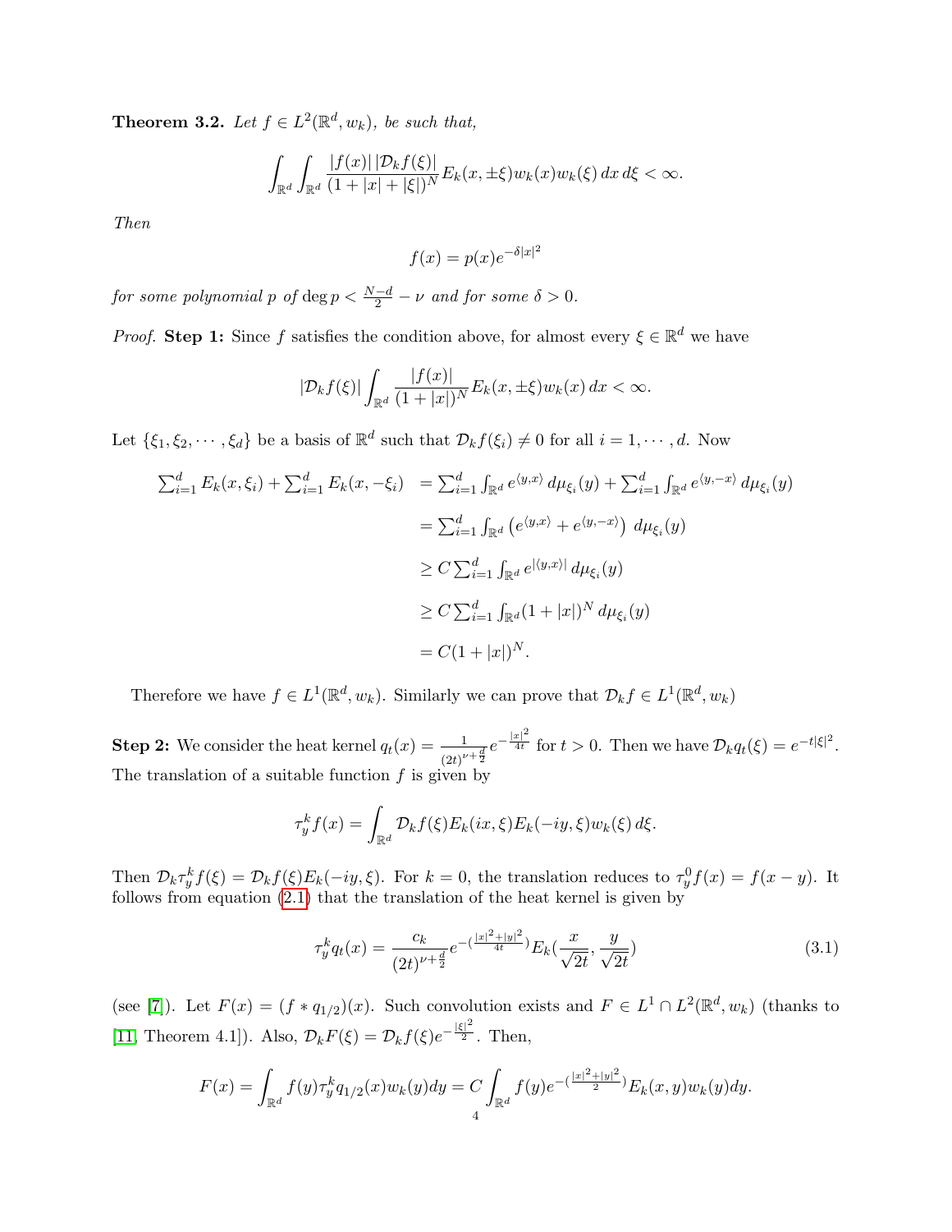**Theorem 3.2.** *Let $f \in L^2(\mathbb{R}^d, w_k)$, be such that,*

$$\int_{\mathbb{R}^d}\int_{\mathbb{R}^d} \frac{|f(x)|\,|\mathcal{D}_k f(\xi)|}{(1+|x|+|\xi|)^N} E_k(x, \pm\xi) w_k(x) w_k(\xi)\, dx\, d\xi < \infty.$$

*Then*

$$f(x) = p(x) e^{-\delta |x|^2}$$

*for some polynomial $p$ of $\deg p < \frac{N-d}{2} - \nu$ and for some $\delta > 0$.*

*Proof.* **Step 1:** Since $f$ satisfies the condition above, for almost every $\xi \in \mathbb{R}^d$ we have

$$|\mathcal{D}_k f(\xi)| \int_{\mathbb{R}^d} \frac{|f(x)|}{(1+|x|)^N} E_k(x, \pm\xi) w_k(x)\, dx < \infty.$$

Let $\{\xi_1, \xi_2, \cdots, \xi_d\}$ be a basis of $\mathbb{R}^d$ such that $\mathcal{D}_k f(\xi_i) \neq 0$ for all $i = 1, \cdots, d$. Now

$$\begin{aligned}
\sum_{i=1}^d E_k(x, \xi_i) + \sum_{i=1}^d E_k(x, -\xi_i) &= \sum_{i=1}^d \int_{\mathbb{R}^d} e^{\langle y, x\rangle}\, d\mu_{\xi_i}(y) + \sum_{i=1}^d \int_{\mathbb{R}^d} e^{\langle y, -x\rangle}\, d\mu_{\xi_i}(y) \\
&= \sum_{i=1}^d \int_{\mathbb{R}^d} \left(e^{\langle y, x\rangle} + e^{\langle y, -x\rangle}\right)\, d\mu_{\xi_i}(y) \\
&\geq C \sum_{i=1}^d \int_{\mathbb{R}^d} e^{|\langle y, x\rangle|}\, d\mu_{\xi_i}(y) \\
&\geq C \sum_{i=1}^d \int_{\mathbb{R}^d} (1+|x|)^N\, d\mu_{\xi_i}(y) \\
&= C(1+|x|)^N.
\end{aligned}$$

Therefore we have $f \in L^1(\mathbb{R}^d, w_k)$. Similarly we can prove that $\mathcal{D}_k f \in L^1(\mathbb{R}^d, w_k)$

**Step 2:** We consider the heat kernel $q_t(x) = \frac{1}{(2t)^{\nu+\frac{d}{2}}} e^{-\frac{|x|^2}{4t}}$ for $t > 0$. Then we have $\mathcal{D}_k q_t(\xi) = e^{-t|\xi|^2}$. The translation of a suitable function $f$ is given by

$$\tau_y^k f(x) = \int_{\mathbb{R}^d} \mathcal{D}_k f(\xi) E_k(ix, \xi) E_k(-iy, \xi) w_k(\xi)\, d\xi.$$

Then $\mathcal{D}_k \tau_y^k f(\xi) = \mathcal{D}_k f(\xi) E_k(-iy, \xi)$. For $k = 0$, the translation reduces to $\tau_y^0 f(x) = f(x-y)$. It follows from equation (2.1) that the translation of the heat kernel is given by

$$\tau_y^k q_t(x) = \frac{c_k}{(2t)^{\nu+\frac{d}{2}}} e^{-(\frac{|x|^2+|y|^2}{4t})} E_k\left(\frac{x}{\sqrt{2t}}, \frac{y}{\sqrt{2t}}\right) \tag{3.1}$$

(see [7]). Let $F(x) = (f * q_{1/2})(x)$. Such convolution exists and $F \in L^1 \cap L^2(\mathbb{R}^d, w_k)$ (thanks to [11, Theorem 4.1]). Also, $\mathcal{D}_k F(\xi) = \mathcal{D}_k f(\xi) e^{-\frac{|\xi|^2}{2}}$. Then,

$$F(x) = \int_{\mathbb{R}^d} f(y) \tau_y^k q_{1/2}(x) w_k(y) dy = C \int_{\mathbb{R}^d} f(y) e^{-(\frac{|x|^2+|y|^2}{2})} E_k(x, y) w_k(y) dy.$$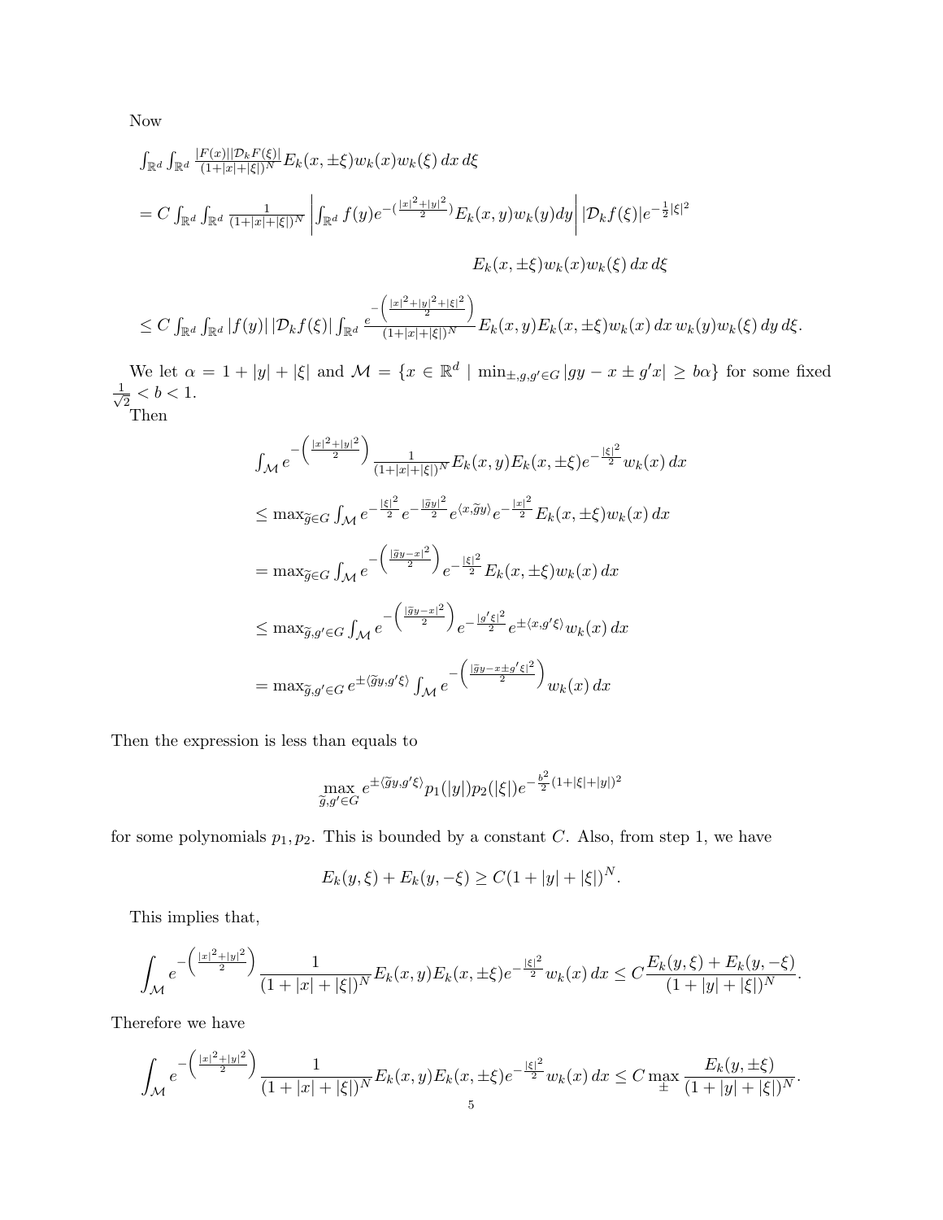Now

$$
\begin{aligned}
&\int_{\mathbb{R}^d}\int_{\mathbb{R}^d} \frac{|F(x)||\mathcal{D}_kF(\xi)|}{(1+|x|+|\xi|)^N} E_k(x,\pm\xi)w_k(x)w_k(\xi)\,dx\,d\xi \\
&= C\int_{\mathbb{R}^d}\int_{\mathbb{R}^d} \frac{1}{(1+|x|+|\xi|)^N}\left|\int_{\mathbb{R}^d} f(y)e^{-(\frac{|x|^2+|y|^2}{2})}E_k(x,y)w_k(y)dy\right| |\mathcal{D}_kf(\xi)|e^{-\frac{1}{2}|\xi|^2} \\
&\qquad\qquad\qquad\qquad\qquad\qquad E_k(x,\pm\xi)w_k(x)w_k(\xi)\,dx\,d\xi \\
&\leq C\int_{\mathbb{R}^d}\int_{\mathbb{R}^d} |f(y)|\,|\mathcal{D}_kf(\xi)| \int_{\mathbb{R}^d} \frac{e^{-\left(\frac{|x|^2+|y|^2+|\xi|^2}{2}\right)}}{(1+|x|+|\xi|)^N}E_k(x,y)E_k(x,\pm\xi)w_k(x)\,dx\,w_k(y)w_k(\xi)\,dy\,d\xi.
\end{aligned}
$$

We let $\alpha = 1+|y|+|\xi|$ and $\mathcal{M} = \{x\in\mathbb{R}^d \mid \min_{\pm,g,g'\in G}|gy - x \pm g'x| \geq b\alpha\}$ for some fixed $\frac{1}{\sqrt{2}} < b < 1$.

Then

$$
\begin{aligned}
&\int_{\mathcal{M}} e^{-\left(\frac{|x|^2+|y|^2}{2}\right)}\frac{1}{(1+|x|+|\xi|)^N}E_k(x,y)E_k(x,\pm\xi)e^{-\frac{|\xi|^2}{2}}w_k(x)\,dx \\
&\leq \max_{\widetilde{g}\in G}\int_{\mathcal{M}} e^{-\frac{|\xi|^2}{2}}e^{-\frac{|\widetilde{g}y|^2}{2}}e^{\langle x,\widetilde{g}y\rangle}e^{-\frac{|x|^2}{2}}E_k(x,\pm\xi)w_k(x)\,dx \\
&= \max_{\widetilde{g}\in G}\int_{\mathcal{M}} e^{-\left(\frac{|\widetilde{g}y-x|^2}{2}\right)}e^{-\frac{|\xi|^2}{2}}E_k(x,\pm\xi)w_k(x)\,dx \\
&\leq \max_{\widetilde{g},g'\in G}\int_{\mathcal{M}} e^{-\left(\frac{|\widetilde{g}y-x|^2}{2}\right)}e^{-\frac{|g'\xi|^2}{2}}e^{\pm\langle x,g'\xi\rangle}w_k(x)\,dx \\
&= \max_{\widetilde{g},g'\in G} e^{\pm\langle\widetilde{g}y,g'\xi\rangle}\int_{\mathcal{M}} e^{-\left(\frac{|\widetilde{g}y-x\pm g'\xi|^2}{2}\right)}w_k(x)\,dx
\end{aligned}
$$

Then the expression is less than equals to

$$
\max_{\widetilde{g},g'\in G} e^{\pm\langle\widetilde{g}y,g'\xi\rangle}p_1(|y|)p_2(|\xi|)e^{-\frac{b^2}{2}(1+|\xi|+|y|)^2}
$$

for some polynomials $p_1, p_2$. This is bounded by a constant $C$. Also, from step 1, we have

$$
E_k(y,\xi)+E_k(y,-\xi) \geq C(1+|y|+|\xi|)^N.
$$

This implies that,

$$
\int_{\mathcal{M}} e^{-\left(\frac{|x|^2+|y|^2}{2}\right)}\frac{1}{(1+|x|+|\xi|)^N}E_k(x,y)E_k(x,\pm\xi)e^{-\frac{|\xi|^2}{2}}w_k(x)\,dx \leq C\frac{E_k(y,\xi)+E_k(y,-\xi)}{(1+|y|+|\xi|)^N}.
$$

Therefore we have

$$
\int_{\mathcal{M}} e^{-\left(\frac{|x|^2+|y|^2}{2}\right)}\frac{1}{(1+|x|+|\xi|)^N}E_k(x,y)E_k(x,\pm\xi)e^{-\frac{|\xi|^2}{2}}w_k(x)\,dx \leq C\max_{\pm}\frac{E_k(y,\pm\xi)}{(1+|y|+|\xi|)^N}.
$$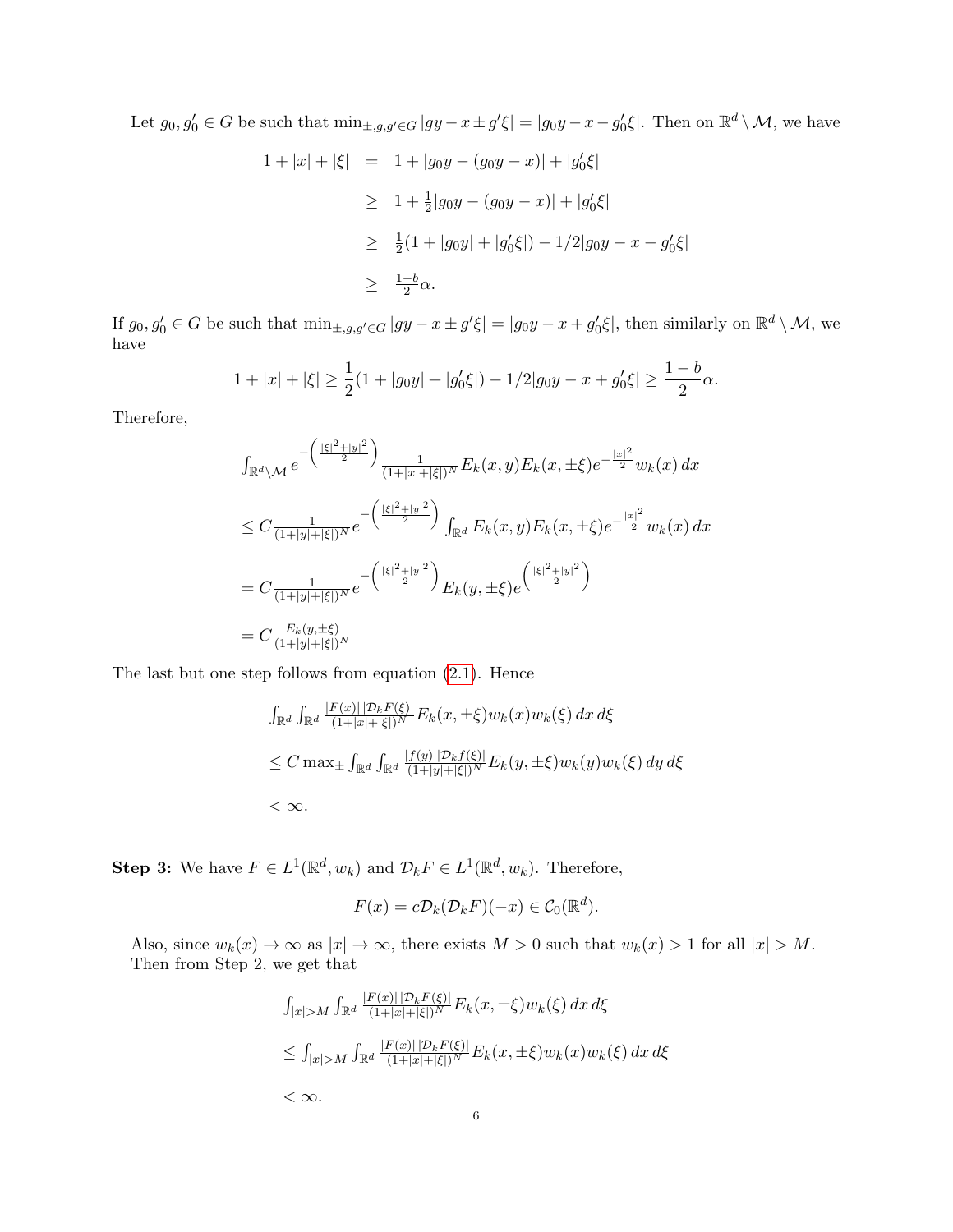Let $g_0, g_0' \in G$ be such that $\min_{\pm, g, g' \in G} |gy - x \pm g'\xi| = |g_0 y - x - g_0'\xi|$. Then on $\mathbb{R}^d \setminus \mathcal{M}$, we have

$$
\begin{aligned}
1 + |x| + |\xi| &= 1 + |g_0 y - (g_0 y - x)| + |g_0' \xi| \\
&\geq 1 + \tfrac{1}{2}|g_0 y - (g_0 y - x)| + |g_0'\xi| \\
&\geq \tfrac{1}{2}(1 + |g_0 y| + |g_0'\xi|) - 1/2|g_0 y - x - g_0'\xi| \\
&\geq \tfrac{1-b}{2}\alpha.
\end{aligned}
$$

If $g_0, g_0' \in G$ be such that $\min_{\pm, g, g' \in G} |gy - x \pm g'\xi| = |g_0 y - x + g_0'\xi|$, then similarly on $\mathbb{R}^d \setminus \mathcal{M}$, we have

$$
1 + |x| + |\xi| \geq \frac{1}{2}(1 + |g_0 y| + |g_0'\xi|) - 1/2|g_0 y - x + g_0'\xi| \geq \frac{1-b}{2}\alpha.
$$

Therefore,

$$
\begin{aligned}
&\int_{\mathbb{R}^d \setminus \mathcal{M}} e^{-\left(\frac{|\xi|^2 + |y|^2}{2}\right)} \tfrac{1}{(1+|x|+|\xi|)^N} E_k(x,y) E_k(x, \pm\xi) e^{-\frac{|x|^2}{2}} w_k(x)\, dx \\
&\leq C \tfrac{1}{(1+|y|+|\xi|)^N} e^{-\left(\frac{|\xi|^2 + |y|^2}{2}\right)} \int_{\mathbb{R}^d} E_k(x,y) E_k(x, \pm\xi) e^{-\frac{|x|^2}{2}} w_k(x)\, dx \\
&= C \tfrac{1}{(1+|y|+|\xi|)^N} e^{-\left(\frac{|\xi|^2 + |y|^2}{2}\right)} E_k(y, \pm\xi) e^{\left(\frac{|\xi|^2 + |y|^2}{2}\right)} \\
&= C \tfrac{E_k(y, \pm\xi)}{(1+|y|+|\xi|)^N}
\end{aligned}
$$

The last but one step follows from equation (2.1). Hence

$$
\begin{aligned}
&\int_{\mathbb{R}^d} \int_{\mathbb{R}^d} \tfrac{|F(x)|\,|\mathcal{D}_k F(\xi)|}{(1+|x|+|\xi|)^N} E_k(x, \pm\xi) w_k(x) w_k(\xi)\, dx\, d\xi \\
&\leq C \max_{\pm} \int_{\mathbb{R}^d} \int_{\mathbb{R}^d} \tfrac{|f(y)||\mathcal{D}_k f(\xi)|}{(1+|y|+|\xi|)^N} E_k(y, \pm\xi) w_k(y) w_k(\xi)\, dy\, d\xi \\
&< \infty.
\end{aligned}
$$

**Step 3:** We have $F \in L^1(\mathbb{R}^d, w_k)$ and $\mathcal{D}_k F \in L^1(\mathbb{R}^d, w_k)$. Therefore,

$$
F(x) = c\mathcal{D}_k(\mathcal{D}_k F)(-x) \in \mathcal{C}_0(\mathbb{R}^d).
$$

Also, since $w_k(x) \to \infty$ as $|x| \to \infty$, there exists $M > 0$ such that $w_k(x) > 1$ for all $|x| > M$. Then from Step 2, we get that

$$
\begin{aligned}
&\int_{|x|>M} \int_{\mathbb{R}^d} \tfrac{|F(x)|\,|\mathcal{D}_k F(\xi)|}{(1+|x|+|\xi|)^N} E_k(x, \pm\xi) w_k(\xi)\, dx\, d\xi \\
&\leq \int_{|x|>M} \int_{\mathbb{R}^d} \tfrac{|F(x)|\,|\mathcal{D}_k F(\xi)|}{(1+|x|+|\xi|)^N} E_k(x, \pm\xi) w_k(x) w_k(\xi)\, dx\, d\xi \\
&< \infty.
\end{aligned}
$$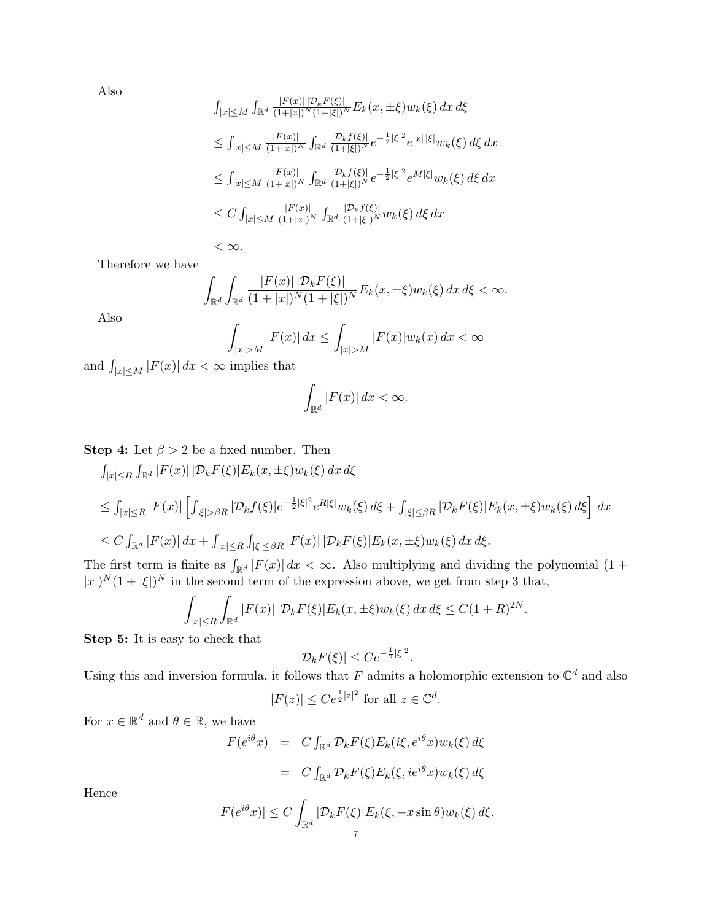Also

$$\int_{|x|\le M}\int_{\mathbb{R}^d}\frac{|F(x)|\,|\mathcal{D}_kF(\xi)|}{(1+|x|)^N(1+|\xi|)^N}E_k(x,\pm\xi)w_k(\xi)\,dx\,d\xi$$

$$\le \int_{|x|\le M}\frac{|F(x)|}{(1+|x|)^N}\int_{\mathbb{R}^d}\frac{|\mathcal{D}_kf(\xi)|}{(1+|\xi|)^N}e^{-\frac{1}{2}|\xi|^2}e^{|x|\,|\xi|}w_k(\xi)\,d\xi\,dx$$

$$\le \int_{|x|\le M}\frac{|F(x)|}{(1+|x|)^N}\int_{\mathbb{R}^d}\frac{|\mathcal{D}_kf(\xi)|}{(1+|\xi|)^N}e^{-\frac{1}{2}|\xi|^2}e^{M|\xi|}w_k(\xi)\,d\xi\,dx$$

$$\le C\int_{|x|\le M}\frac{|F(x)|}{(1+|x|)^N}\int_{\mathbb{R}^d}\frac{|\mathcal{D}_kf(\xi)|}{(1+|\xi|)^N}w_k(\xi)\,d\xi\,dx$$

$$< \infty.$$

Therefore we have

$$\int_{\mathbb{R}^d}\int_{\mathbb{R}^d}\frac{|F(x)|\,|\mathcal{D}_kF(\xi)|}{(1+|x|)^N(1+|\xi|)^N}E_k(x,\pm\xi)w_k(\xi)\,dx\,d\xi<\infty.$$

Also

$$\int_{|x|>M}|F(x)|\,dx\le\int_{|x|>M}|F(x)|w_k(x)\,dx<\infty$$

and $\int_{|x|\le M}|F(x)|\,dx<\infty$ implies that

$$\int_{\mathbb{R}^d}|F(x)|\,dx<\infty.$$

**Step 4:** Let $\beta>2$ be a fixed number. Then

$$\int_{|x|\le R}\int_{\mathbb{R}^d}|F(x)|\,|\mathcal{D}_kF(\xi)|E_k(x,\pm\xi)w_k(\xi)\,dx\,d\xi$$

$$\le \int_{|x|\le R}|F(x)|\left[\int_{|\xi|>\beta R}|\mathcal{D}_kf(\xi)|e^{-\frac{1}{2}|\xi|^2}e^{R|\xi|}w_k(\xi)\,d\xi+\int_{|\xi|\le\beta R}|\mathcal{D}_kF(\xi)|E_k(x,\pm\xi)w_k(\xi)\,d\xi\right]\,dx$$

$$\le C\int_{\mathbb{R}^d}|F(x)|\,dx+\int_{|x|\le R}\int_{|\xi|\le\beta R}|F(x)|\,|\mathcal{D}_kF(\xi)|E_k(x,\pm\xi)w_k(\xi)\,dx\,d\xi.$$

The first term is finite as $\int_{\mathbb{R}^d}|F(x)|\,dx<\infty$. Also multiplying and dividing the polynomial $(1+|x|)^N(1+|\xi|)^N$ in the second term of the expression above, we get from step 3 that,

$$\int_{|x|\le R}\int_{\mathbb{R}^d}|F(x)|\,|\mathcal{D}_kF(\xi)|E_k(x,\pm\xi)w_k(\xi)\,dx\,d\xi\le C(1+R)^{2N}.$$

**Step 5:** It is easy to check that

$$|\mathcal{D}_kF(\xi)|\le Ce^{-\frac{1}{2}|\xi|^2}.$$

Using this and inversion formula, it follows that $F$ admits a holomorphic extension to $\mathbb{C}^d$ and also

$$|F(z)|\le Ce^{\frac{1}{2}|z|^2}\text{ for all }z\in\mathbb{C}^d.$$

For $x\in\mathbb{R}^d$ and $\theta\in\mathbb{R}$, we have

$$\begin{aligned}F(e^{i\theta}x)&= C\int_{\mathbb{R}^d}\mathcal{D}_kF(\xi)E_k(i\xi,e^{i\theta}x)w_k(\xi)\,d\xi\\&= C\int_{\mathbb{R}^d}\mathcal{D}_kF(\xi)E_k(\xi,ie^{i\theta}x)w_k(\xi)\,d\xi\end{aligned}$$

Hence

$$|F(e^{i\theta}x)|\le C\int_{\mathbb{R}^d}|\mathcal{D}_kF(\xi)|E_k(\xi,-x\sin\theta)w_k(\xi)\,d\xi.$$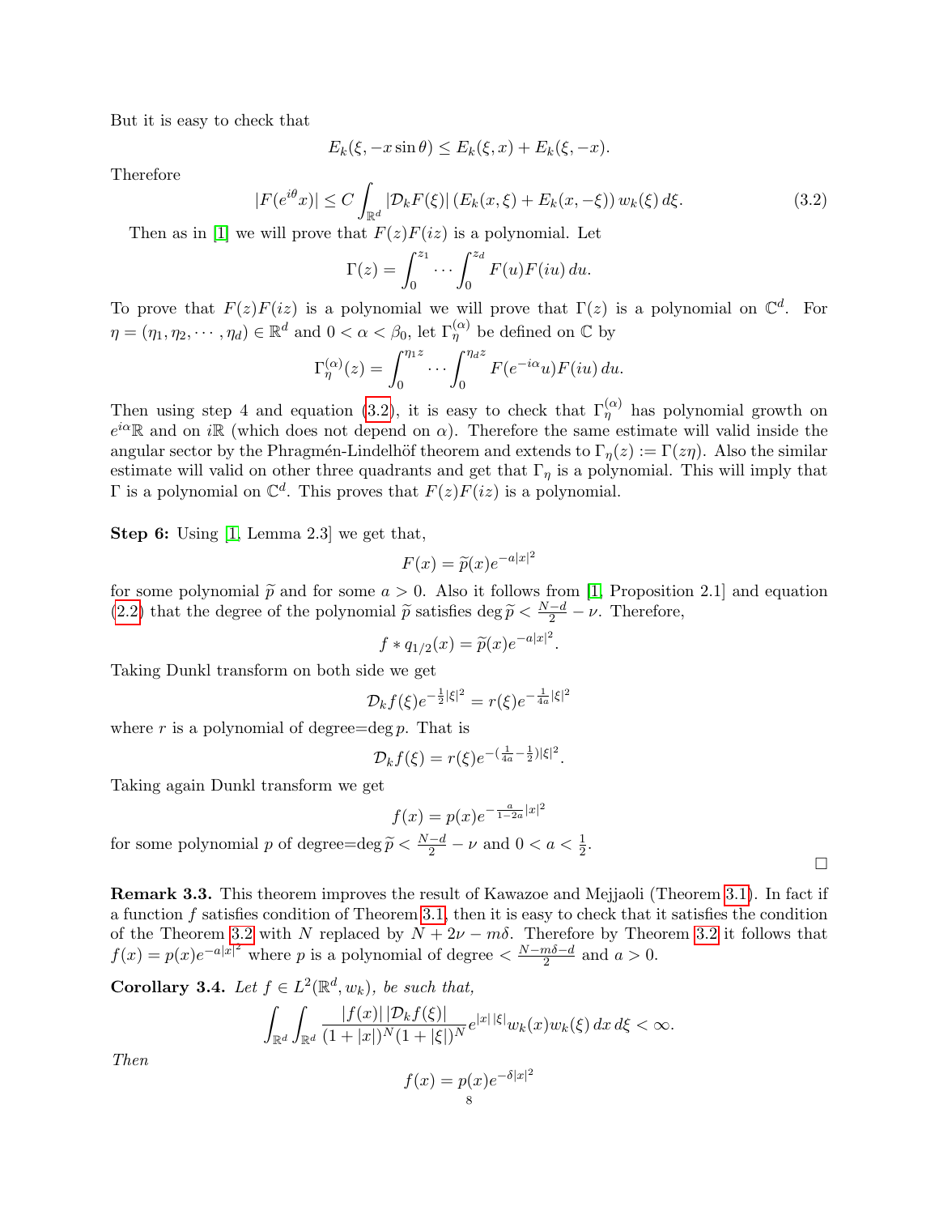But it is easy to check that

$$E_k(\xi, -x\sin\theta) \leq E_k(\xi, x) + E_k(\xi, -x).$$

Therefore

$$|F(e^{i\theta}x)| \leq C\int_{\mathbb{R}^d} |\mathcal{D}_k F(\xi)|\,(E_k(x,\xi) + E_k(x,-\xi))\,w_k(\xi)\,d\xi. \tag{3.2}$$

Then as in [1] we will prove that $F(z)F(iz)$ is a polynomial. Let

$$\Gamma(z) = \int_0^{z_1}\cdots\int_0^{z_d} F(u)F(iu)\,du.$$

To prove that $F(z)F(iz)$ is a polynomial we will prove that $\Gamma(z)$ is a polynomial on $\mathbb{C}^d$. For $\eta = (\eta_1, \eta_2, \cdots, \eta_d) \in \mathbb{R}^d$ and $0 < \alpha < \beta_0$, let $\Gamma_\eta^{(\alpha)}$ be defined on $\mathbb{C}$ by

$$\Gamma_\eta^{(\alpha)}(z) = \int_0^{\eta_1 z}\cdots\int_0^{\eta_d z} F(e^{-i\alpha}u)F(iu)\,du.$$

Then using step 4 and equation (3.2), it is easy to check that $\Gamma_\eta^{(\alpha)}$ has polynomial growth on $e^{i\alpha}\mathbb{R}$ and on $i\mathbb{R}$ (which does not depend on $\alpha$). Therefore the same estimate will valid inside the angular sector by the Phragmén-Lindelhöf theorem and extends to $\Gamma_\eta(z) := \Gamma(z\eta)$. Also the similar estimate will valid on other three quadrants and get that $\Gamma_\eta$ is a polynomial. This will imply that $\Gamma$ is a polynomial on $\mathbb{C}^d$. This proves that $F(z)F(iz)$ is a polynomial.

**Step 6:** Using [1, Lemma 2.3] we get that,

$$F(x) = \widetilde{p}(x)e^{-a|x|^2}$$

for some polynomial $\widetilde{p}$ and for some $a > 0$. Also it follows from [1, Proposition 2.1] and equation (2.2) that the degree of the polynomial $\widetilde{p}$ satisfies $\deg\widetilde{p} < \frac{N-d}{2} - \nu$. Therefore,

$$f * q_{1/2}(x) = \widetilde{p}(x)e^{-a|x|^2}.$$

Taking Dunkl transform on both side we get

$$\mathcal{D}_k f(\xi)e^{-\frac{1}{2}|\xi|^2} = r(\xi)e^{-\frac{1}{4a}|\xi|^2}$$

where $r$ is a polynomial of degree=$\deg p$. That is

$$\mathcal{D}_k f(\xi) = r(\xi)e^{-(\frac{1}{4a}-\frac{1}{2})|\xi|^2}.$$

Taking again Dunkl transform we get

$$f(x) = p(x)e^{-\frac{a}{1-2a}|x|^2}$$

for some polynomial $p$ of degree=$\deg\widetilde{p} < \frac{N-d}{2} - \nu$ and $0 < a < \frac{1}{2}$.

□

**Remark 3.3.** This theorem improves the result of Kawazoe and Mejjaoli (Theorem 3.1). In fact if a function $f$ satisfies condition of Theorem 3.1, then it is easy to check that it satisfies the condition of the Theorem 3.2 with $N$ replaced by $N + 2\nu - m\delta$. Therefore by Theorem 3.2 it follows that $f(x) = p(x)e^{-a|x|^2}$ where $p$ is a polynomial of degree $< \frac{N-m\delta-d}{2}$ and $a > 0$.

**Corollary 3.4.** *Let $f \in L^2(\mathbb{R}^d, w_k)$, be such that,*

$$\int_{\mathbb{R}^d}\int_{\mathbb{R}^d} \frac{|f(x)|\,|\mathcal{D}_k f(\xi)|}{(1+|x|)^N(1+|\xi|)^N} e^{|x|\,|\xi|} w_k(x)w_k(\xi)\,dx\,d\xi < \infty.$$

*Then*

$$f(x) = p(x)e^{-\delta|x|^2}$$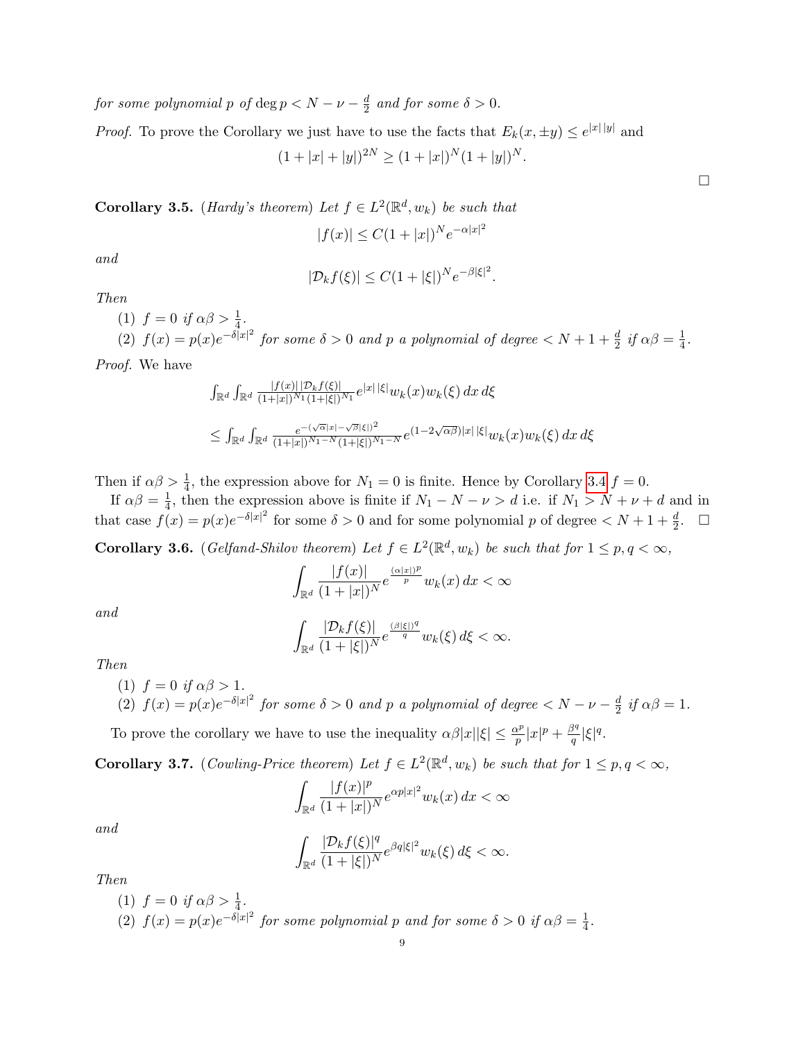*for some polynomial $p$ of $\deg p < N - \nu - \frac{d}{2}$ and for some $\delta > 0$.*

*Proof.* To prove the Corollary we just have to use the facts that $E_k(x, \pm y) \leq e^{|x|\,|y|}$ and

$$(1 + |x| + |y|)^{2N} \geq (1 + |x|)^N (1 + |y|)^N.$$

$\square$

**Corollary 3.5.** (*Hardy's theorem*) *Let $f \in L^2(\mathbb{R}^d, w_k)$ be such that*

$$|f(x)| \leq C(1 + |x|)^N e^{-\alpha|x|^2}$$

*and*

$$|\mathcal{D}_k f(\xi)| \leq C(1 + |\xi|)^N e^{-\beta|\xi|^2}.$$

*Then*

(1) *$f = 0$ if $\alpha\beta > \frac{1}{4}$.*
(2) *$f(x) = p(x)e^{-\delta|x|^2}$ for some $\delta > 0$ and $p$ a polynomial of degree $< N + 1 + \frac{d}{2}$ if $\alpha\beta = \frac{1}{4}$.*

*Proof.* We have

$$\int_{\mathbb{R}^d} \int_{\mathbb{R}^d} \frac{|f(x)|\,|\mathcal{D}_k f(\xi)|}{(1+|x|)^{N_1}(1+|\xi|)^{N_1}} e^{|x|\,|\xi|} w_k(x) w_k(\xi)\, dx\, d\xi$$

$$\leq \int_{\mathbb{R}^d} \int_{\mathbb{R}^d} \frac{e^{-(\sqrt{\alpha}|x| - \sqrt{\beta}|\xi|)^2}}{(1+|x|)^{N_1-N}(1+|\xi|)^{N_1-N}} e^{(1-2\sqrt{\alpha\beta})|x|\,|\xi|} w_k(x) w_k(\xi)\, dx\, d\xi$$

Then if $\alpha\beta > \frac{1}{4}$, the expression above for $N_1 = 0$ is finite. Hence by Corollary 3.4 $f = 0$.

If $\alpha\beta = \frac{1}{4}$, then the expression above is finite if $N_1 - N - \nu > d$ i.e. if $N_1 > N + \nu + d$ and in that case $f(x) = p(x)e^{-\delta|x|^2}$ for some $\delta > 0$ and for some polynomial $p$ of degree $< N + 1 + \frac{d}{2}$. $\square$

**Corollary 3.6.** (*Gelfand-Shilov theorem*) *Let $f \in L^2(\mathbb{R}^d, w_k)$ be such that for $1 \leq p, q < \infty$,*

$$\int_{\mathbb{R}^d} \frac{|f(x)|}{(1+|x|)^N} e^{\frac{(\alpha|x|)^p}{p}} w_k(x)\, dx < \infty$$

*and*

$$\int_{\mathbb{R}^d} \frac{|\mathcal{D}_k f(\xi)|}{(1+|\xi|)^N} e^{\frac{(\beta|\xi|)^q}{q}} w_k(\xi)\, d\xi < \infty.$$

*Then*

(1) *$f = 0$ if $\alpha\beta > 1$.*
(2) *$f(x) = p(x)e^{-\delta|x|^2}$ for some $\delta > 0$ and $p$ a polynomial of degree $< N - \nu - \frac{d}{2}$ if $\alpha\beta = 1$.*

To prove the corollary we have to use the inequality $\alpha\beta|x||\xi| \leq \frac{\alpha^p}{p}|x|^p + \frac{\beta^q}{q}|\xi|^q$.

**Corollary 3.7.** (*Cowling-Price theorem*) *Let $f \in L^2(\mathbb{R}^d, w_k)$ be such that for $1 \leq p, q < \infty$,*

$$\int_{\mathbb{R}^d} \frac{|f(x)|^p}{(1+|x|)^N} e^{\alpha p|x|^2} w_k(x)\, dx < \infty$$

*and*

$$\int_{\mathbb{R}^d} \frac{|\mathcal{D}_k f(\xi)|^q}{(1+|\xi|)^N} e^{\beta q|\xi|^2} w_k(\xi)\, d\xi < \infty.$$

*Then*

(1) *$f = 0$ if $\alpha\beta > \frac{1}{4}$.*
(2) *$f(x) = p(x)e^{-\delta|x|^2}$ for some polynomial $p$ and for some $\delta > 0$ if $\alpha\beta = \frac{1}{4}$.*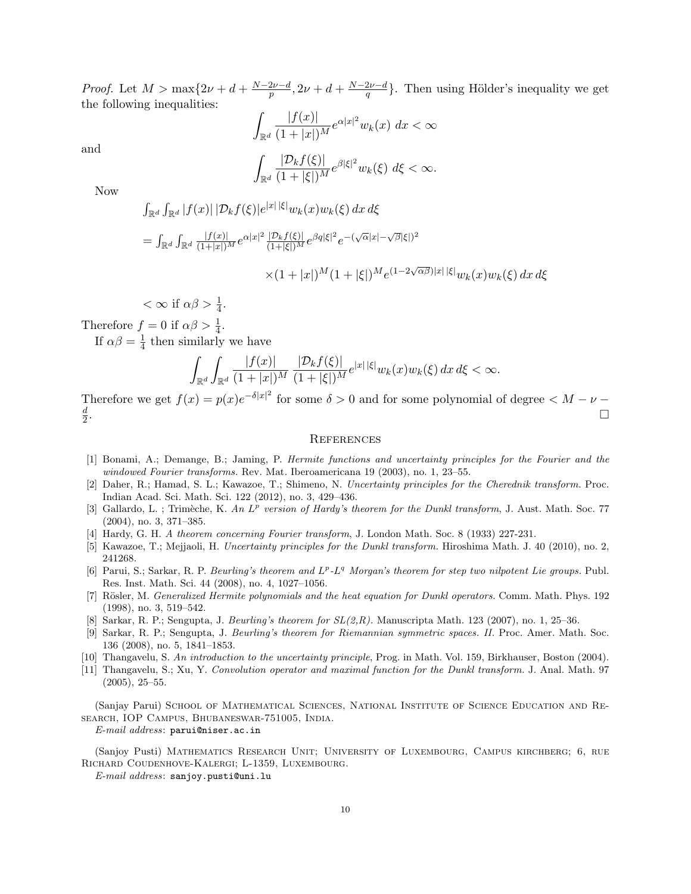*Proof.* Let $M > \max\{2\nu + d + \frac{N-2\nu-d}{p}, 2\nu + d + \frac{N-2\nu-d}{q}\}$. Then using Hölder's inequality we get the following inequalities:

$$\int_{\mathbb{R}^d} \frac{|f(x)|}{(1+|x|)^M} e^{\alpha|x|^2} w_k(x)\; dx < \infty$$

and

$$\int_{\mathbb{R}^d} \frac{|\mathcal{D}_k f(\xi)|}{(1+|\xi|)^M} e^{\beta|\xi|^2} w_k(\xi)\; d\xi < \infty.$$

Now

$$\int_{\mathbb{R}^d}\int_{\mathbb{R}^d} |f(x)|\, |\mathcal{D}_k f(\xi)| e^{|x|\,|\xi|} w_k(x) w_k(\xi)\, dx\, d\xi$$

$$= \int_{\mathbb{R}^d}\int_{\mathbb{R}^d} \frac{|f(x)|}{(1+|x|)^M} e^{\alpha|x|^2} \frac{|\mathcal{D}_k f(\xi)|}{(1+|\xi|)^M} e^{\beta q|\xi|^2} e^{-(\sqrt{\alpha}|x| - \sqrt{\beta}|\xi|)^2}$$

$$\times (1+|x|)^M (1+|\xi|)^M e^{(1-2\sqrt{\alpha\beta})|x|\,|\xi|} w_k(x) w_k(\xi)\, dx\, d\xi$$

$< \infty$ if $\alpha\beta > \frac{1}{4}$.

Therefore $f = 0$ if $\alpha\beta > \frac{1}{4}$.

If $\alpha\beta = \frac{1}{4}$ then similarly we have

$$\int_{\mathbb{R}^d}\int_{\mathbb{R}^d} \frac{|f(x)|}{(1+|x|)^M} \frac{|\mathcal{D}_k f(\xi)|}{(1+|\xi|)^M} e^{|x|\,|\xi|} w_k(x) w_k(\xi)\, dx\, d\xi < \infty.$$

Therefore we get $f(x) = p(x) e^{-\delta|x|^2}$ for some $\delta > 0$ and for some polynomial of degree $< M - \nu - \frac{d}{2}$. □

## References

[1] Bonami, A.; Demange, B.; Jaming, P. *Hermite functions and uncertainty principles for the Fourier and the windowed Fourier transforms.* Rev. Mat. Iberoamericana 19 (2003), no. 1, 23–55.

[2] Daher, R.; Hamad, S. L.; Kawazoe, T.; Shimeno, N. *Uncertainty principles for the Cherednik transform.* Proc. Indian Acad. Sci. Math. Sci. 122 (2012), no. 3, 429–436.

[3] Gallardo, L. ; Trimèche, K. *An $L^p$ version of Hardy's theorem for the Dunkl transform*, J. Aust. Math. Soc. 77 (2004), no. 3, 371–385.

[4] Hardy, G. H. *A theorem concerning Fourier transform*, J. London Math. Soc. 8 (1933) 227-231.

[5] Kawazoe, T.; Mejjaoli, H. *Uncertainty principles for the Dunkl transform.* Hiroshima Math. J. 40 (2010), no. 2, 241268.

[6] Parui, S.; Sarkar, R. P. *Beurling's theorem and $L^p$-$L^q$ Morgan's theorem for step two nilpotent Lie groups.* Publ. Res. Inst. Math. Sci. 44 (2008), no. 4, 1027–1056.

[7] Rösler, M. *Generalized Hermite polynomials and the heat equation for Dunkl operators.* Comm. Math. Phys. 192 (1998), no. 3, 519–542.

[8] Sarkar, R. P.; Sengupta, J. *Beurling's theorem for SL(2,R).* Manuscripta Math. 123 (2007), no. 1, 25–36.

[9] Sarkar, R. P.; Sengupta, J. *Beurling's theorem for Riemannian symmetric spaces. II.* Proc. Amer. Math. Soc. 136 (2008), no. 5, 1841–1853.

[10] Thangavelu, S. *An introduction to the uncertainty principle*, Prog. in Math. Vol. 159, Birkhauser, Boston (2004).

[11] Thangavelu, S.; Xu, Y. *Convolution operator and maximal function for the Dunkl transform.* J. Anal. Math. 97 (2005), 25–55.

(Sanjay Parui) School of Mathematical Sciences, National Institute of Science Education and Research, IOP Campus, Bhubaneswar-751005, India.

*E-mail address*: parui@niser.ac.in

(Sanjoy Pusti) Mathematics Research Unit; University of Luxembourg, Campus kirchberg; 6, rue Richard Coudenhove-Kalergi; L-1359, Luxembourg.

*E-mail address*: sanjoy.pusti@uni.lu